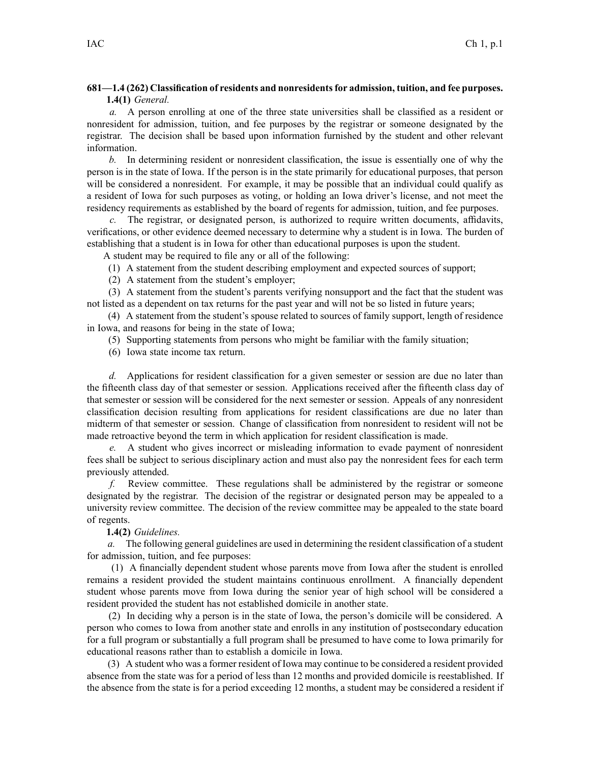**681—1.4 (262) Classification of residents and nonresidents for admission, tuition, and fee purposes.**

**1.4(1)** *General.*

*a.* A person enrolling at one of the three state universities shall be classified as a resident or nonresident for admission, tuition, and fee purposes by the registrar or someone designated by the registrar. The decision shall be based upon information furnished by the student and other relevant information.

*b.* In determining resident or nonresident classification, the issue is essentially one of why the person is in the state of Iowa. If the person is in the state primarily for educational purposes, that person will be considered a nonresident. For example, it may be possible that an individual could qualify as a resident of Iowa for such purposes as voting, or holding an Iowa driver's license, and not meet the residency requirements as established by the board of regents for admission, tuition, and fee purposes.

*c.* The registrar, or designated person, is authorized to require written documents, affidavits, verifications, or other evidence deemed necessary to determine why a student is in Iowa. The burden of establishing that a student is in Iowa for other than educational purposes is upon the student.

A student may be required to file any or all of the following:

(1) A statement from the student describing employment and expected sources of support;

(2) A statement from the student's employer;

(3) A statement from the student's parents verifying nonsupport and the fact that the student was not listed as a dependent on tax returns for the past year and will not be so listed in future years;

(4) A statement from the student's spouse related to sources of family support, length of residence in Iowa, and reasons for being in the state of Iowa;

(5) Supporting statements from persons who might be familiar with the family situation;

(6) Iowa state income tax return.

*d.* Applications for resident classification for a given semester or session are due no later than the fifteenth class day of that semester or session. Applications received after the fifteenth class day of that semester or session will be considered for the next semester or session. Appeals of any nonresident classification decision resulting from applications for resident classifications are due no later than midterm of that semester or session. Change of classification from nonresident to resident will not be made retroactive beyond the term in which application for resident classification is made.

*e.* A student who gives incorrect or misleading information to evade payment of nonresident fees shall be subject to serious disciplinary action and must also pay the nonresident fees for each term previously attended.

*f.* Review committee. These regulations shall be administered by the registrar or someone designated by the registrar. The decision of the registrar or designated person may be appealed to a university review committee. The decision of the review committee may be appealed to the state board of regents.

**1.4(2)** *Guidelines.*

*a.* The following general guidelines are used in determining the resident classification of a student for admission, tuition, and fee purposes:

(1) A financially dependent student whose parents move from Iowa after the student is enrolled remains a resident provided the student maintains continuous enrollment. A financially dependent student whose parents move from Iowa during the senior year of high school will be considered a resident provided the student has not established domicile in another state.

(2) In deciding why a person is in the state of Iowa, the person's domicile will be considered. A person who comes to Iowa from another state and enrolls in any institution of postsecondary education for a full program or substantially a full program shall be presumed to have come to Iowa primarily for educational reasons rather than to establish a domicile in Iowa.

(3) A student who was a former resident of Iowa may continue to be considered a resident provided absence from the state was for a period of less than 12 months and provided domicile is reestablished. If the absence from the state is for a period exceeding 12 months, a student may be considered a resident if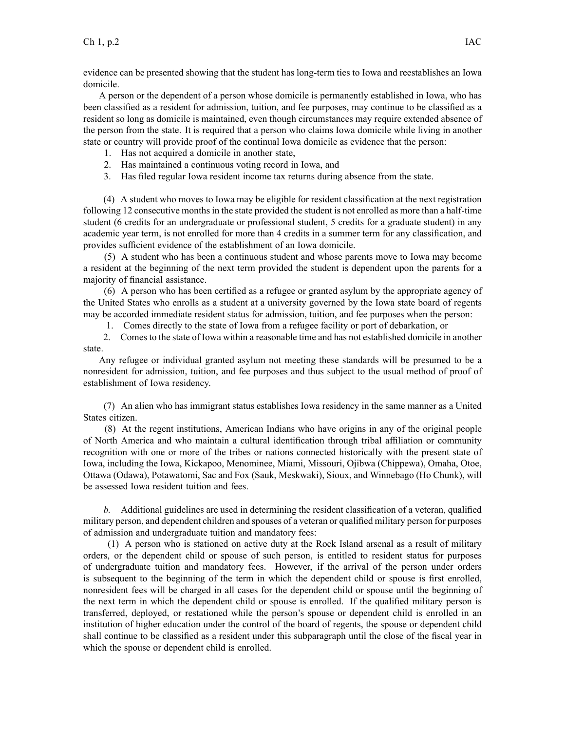evidence can be presented showing that the student has long-term ties to Iowa and reestablishes an Iowa domicile.

A person or the dependent of a person whose domicile is permanently established in Iowa, who has been classified as a resident for admission, tuition, and fee purposes, may continue to be classified as a resident so long as domicile is maintained, even though circumstances may require extended absence of the person from the state. It is required that a person who claims Iowa domicile while living in another state or country will provide proof of the continual Iowa domicile as evidence that the person:

1. Has not acquired a domicile in another state,
2. Has maintained a continuous voting record in Iowa, and
3. Has filed regular Iowa resident income tax returns during absence from the state.

(4) A student who moves to Iowa may be eligible for resident classification at the next registration following 12 consecutive months in the state provided the student is not enrolled as more than a half-time student (6 credits for an undergraduate or professional student, 5 credits for a graduate student) in any academic year term, is not enrolled for more than 4 credits in a summer term for any classification, and provides sufficient evidence of the establishment of an Iowa domicile.

(5) A student who has been a continuous student and whose parents move to Iowa may become a resident at the beginning of the next term provided the student is dependent upon the parents for a majority of financial assistance.

(6) A person who has been certified as a refugee or granted asylum by the appropriate agency of the United States who enrolls as a student at a university governed by the Iowa state board of regents may be accorded immediate resident status for admission, tuition, and fee purposes when the person:

1. Comes directly to the state of Iowa from a refugee facility or port of debarkation, or
2. Comes to the state of Iowa within a reasonable time and has not established domicile in another state.

Any refugee or individual granted asylum not meeting these standards will be presumed to be a nonresident for admission, tuition, and fee purposes and thus subject to the usual method of proof of establishment of Iowa residency.

(7) An alien who has immigrant status establishes Iowa residency in the same manner as a United States citizen.

(8) At the regent institutions, American Indians who have origins in any of the original people of North America and who maintain a cultural identification through tribal affiliation or community recognition with one or more of the tribes or nations connected historically with the present state of Iowa, including the Iowa, Kickapoo, Menominee, Miami, Missouri, Ojibwa (Chippewa), Omaha, Otoe, Ottawa (Odawa), Potawatomi, Sac and Fox (Sauk, Meskwaki), Sioux, and Winnebago (Ho Chunk), will be assessed Iowa resident tuition and fees.

*b.* Additional guidelines are used in determining the resident classification of a veteran, qualified military person, and dependent children and spouses of a veteran or qualified military person for purposes of admission and undergraduate tuition and mandatory fees:

(1) A person who is stationed on active duty at the Rock Island arsenal as a result of military orders, or the dependent child or spouse of such person, is entitled to resident status for purposes of undergraduate tuition and mandatory fees. However, if the arrival of the person under orders is subsequent to the beginning of the term in which the dependent child or spouse is first enrolled, nonresident fees will be charged in all cases for the dependent child or spouse until the beginning of the next term in which the dependent child or spouse is enrolled. If the qualified military person is transferred, deployed, or restationed while the person's spouse or dependent child is enrolled in an institution of higher education under the control of the board of regents, the spouse or dependent child shall continue to be classified as a resident under this subparagraph until the close of the fiscal year in which the spouse or dependent child is enrolled.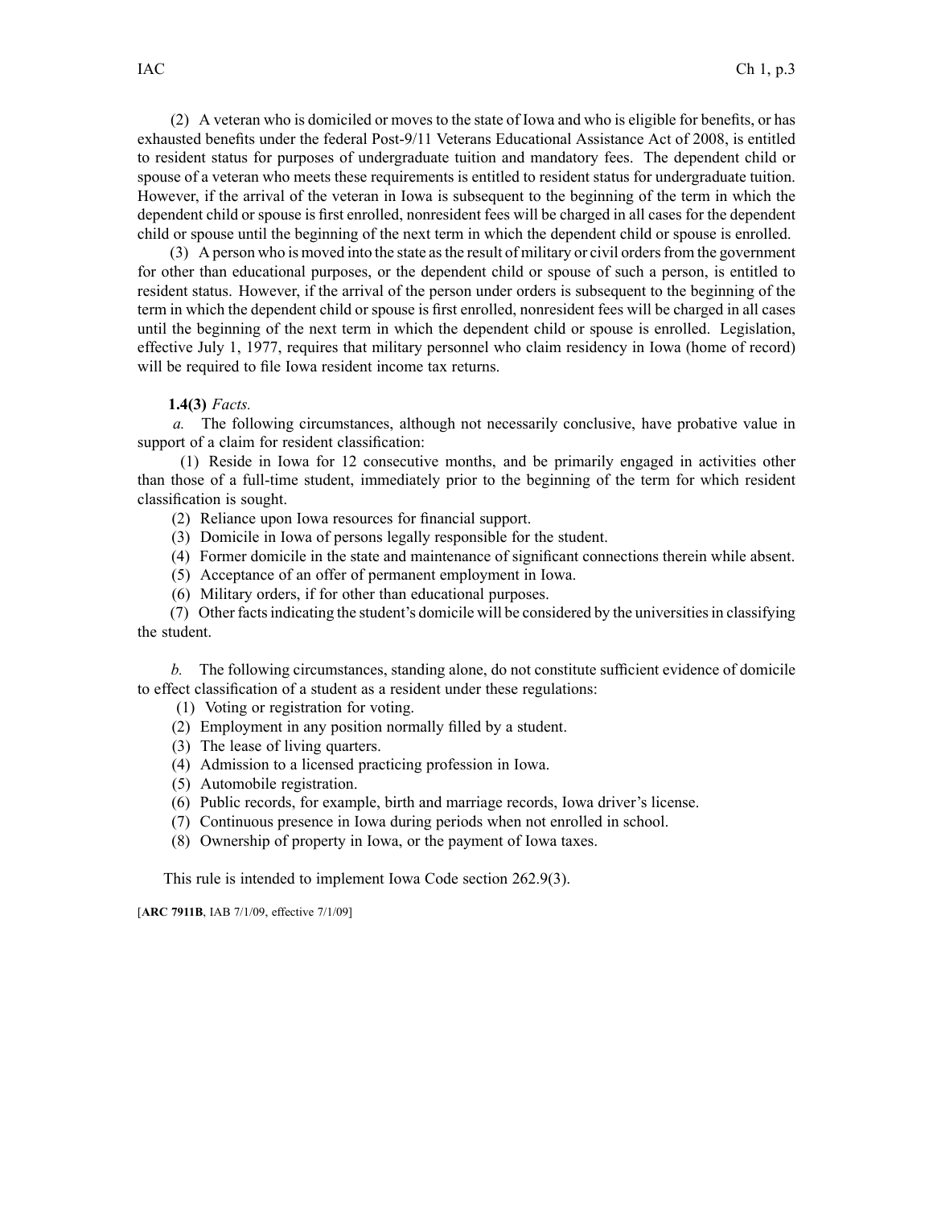(2) A veteran who is domiciled or moves to the state of Iowa and who is eligible for benefits, or has exhausted benefits under the federal Post-9/11 Veterans Educational Assistance Act of 2008, is entitled to resident status for purposes of undergraduate tuition and mandatory fees. The dependent child or spouse of a veteran who meets these requirements is entitled to resident status for undergraduate tuition. However, if the arrival of the veteran in Iowa is subsequent to the beginning of the term in which the dependent child or spouse is first enrolled, nonresident fees will be charged in all cases for the dependent child or spouse until the beginning of the next term in which the dependent child or spouse is enrolled.

(3) A person who is moved into the state as the result of military or civil orders from the government for other than educational purposes, or the dependent child or spouse of such a person, is entitled to resident status. However, if the arrival of the person under orders is subsequent to the beginning of the term in which the dependent child or spouse is first enrolled, nonresident fees will be charged in all cases until the beginning of the next term in which the dependent child or spouse is enrolled. Legislation, effective July 1, 1977, requires that military personnel who claim residency in Iowa (home of record) will be required to file Iowa resident income tax returns.

**1.4(3)** *Facts.*

*a.* The following circumstances, although not necessarily conclusive, have probative value in support of a claim for resident classification:

(1) Reside in Iowa for 12 consecutive months, and be primarily engaged in activities other than those of a full-time student, immediately prior to the beginning of the term for which resident classification is sought.

(2) Reliance upon Iowa resources for financial support.

(3) Domicile in Iowa of persons legally responsible for the student.

(4) Former domicile in the state and maintenance of significant connections therein while absent.

(5) Acceptance of an offer of permanent employment in Iowa.

(6) Military orders, if for other than educational purposes.

(7) Other facts indicating the student's domicile will be considered by the universities in classifying the student.

*b.* The following circumstances, standing alone, do not constitute sufficient evidence of domicile to effect classification of a student as a resident under these regulations:

(1) Voting or registration for voting.

(2) Employment in any position normally filled by a student.

(3) The lease of living quarters.

(4) Admission to a licensed practicing profession in Iowa.

(5) Automobile registration.

(6) Public records, for example, birth and marriage records, Iowa driver's license.

(7) Continuous presence in Iowa during periods when not enrolled in school.

(8) Ownership of property in Iowa, or the payment of Iowa taxes.

This rule is intended to implement Iowa Code section 262.9(3).

[**ARC 7911B**, IAB 7/1/09, effective 7/1/09]